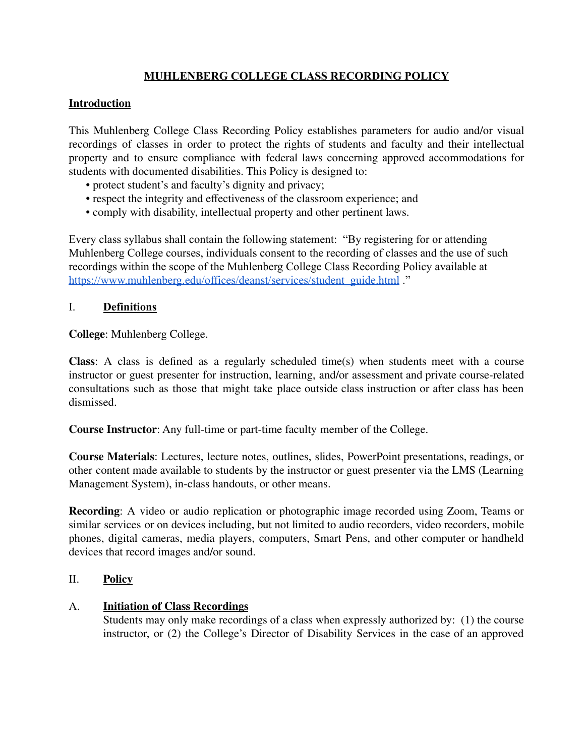# MUHLENBERG COLLEGE CLASS RECORDING POLICY

## Introduction

This Muhlenberg College Class Recording Policy establishes parameters for audio and/or visual recordings of classes in order to protect the rights of students and faculty and their intellectual property and to ensure compliance with federal laws concerning approved accommodations for students with documented disabilities. This Policy is designed to:

- protect student's and faculty's dignity and privacy;
- respect the integrity and effectiveness of the classroom experience; and
- comply with disability, intellectual property and other pertinent laws.

Every class syllabus shall contain the following statement: "By registering for or attending Muhlenberg College courses, individuals consent to the recording of classes and the use of such recordings within the scope of the Muhlenberg College Class Recording Policy available at [https://www.muhlenberg.edu/offices/deanst/services/student_guide.html](https://www.muhlenberg.edu/offices/deanst/services/student_guide.html) ."

## I. Definitions

**College**: Muhlenberg College.

**Class**: A class is defined as a regularly scheduled time(s) when students meet with a course instructor or guest presenter for instruction, learning, and/or assessment and private course-related consultations such as those that might take place outside class instruction or after class has been dismissed.

**Course Instructor**: Any full-time or part-time faculty member of the College.

**Course Materials**: Lectures, lecture notes, outlines, slides, PowerPoint presentations, readings, or other content made available to students by the instructor or guest presenter via the LMS (Learning Management System), in-class handouts, or other means.

**Recording**: A video or audio replication or photographic image recorded using Zoom, Teams or similar services or on devices including, but not limited to audio recorders, video recorders, mobile phones, digital cameras, media players, computers, Smart Pens, and other computer or handheld devices that record images and/or sound.

## II. Policy

### A. Initiation of Class Recordings

Students may only make recordings of a class when expressly authorized by: (1) the course instructor, or (2) the College's Director of Disability Services in the case of an approved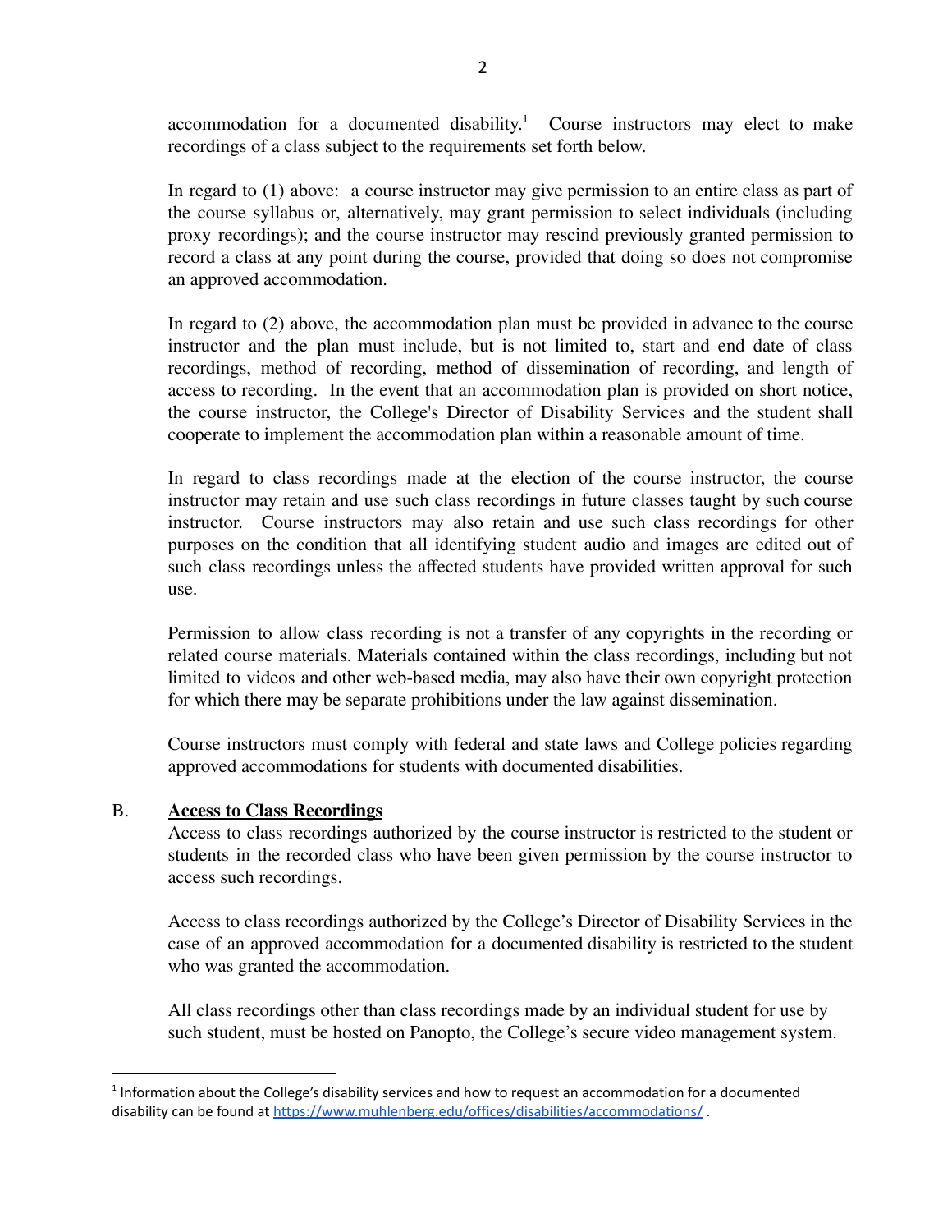accommodation for a documented disability.[1] Course instructors may elect to make recordings of a class subject to the requirements set forth below.

In regard to (1) above: a course instructor may give permission to an entire class as part of the course syllabus or, alternatively, may grant permission to select individuals (including proxy recordings); and the course instructor may rescind previously granted permission to record a class at any point during the course, provided that doing so does not compromise an approved accommodation.

In regard to (2) above, the accommodation plan must be provided in advance to the course instructor and the plan must include, but is not limited to, start and end date of class recordings, method of recording, method of dissemination of recording, and length of access to recording. In the event that an accommodation plan is provided on short notice, the course instructor, the College's Director of Disability Services and the student shall cooperate to implement the accommodation plan within a reasonable amount of time.

In regard to class recordings made at the election of the course instructor, the course instructor may retain and use such class recordings in future classes taught by such course instructor. Course instructors may also retain and use such class recordings for other purposes on the condition that all identifying student audio and images are edited out of such class recordings unless the affected students have provided written approval for such use.

Permission to allow class recording is not a transfer of any copyrights in the recording or related course materials. Materials contained within the class recordings, including but not limited to videos and other web-based media, may also have their own copyright protection for which there may be separate prohibitions under the law against dissemination.

Course instructors must comply with federal and state laws and College policies regarding approved accommodations for students with documented disabilities.

B. **Access to Class Recordings**

Access to class recordings authorized by the course instructor is restricted to the student or students in the recorded class who have been given permission by the course instructor to access such recordings.

Access to class recordings authorized by the College's Director of Disability Services in the case of an approved accommodation for a documented disability is restricted to the student who was granted the accommodation.

All class recordings other than class recordings made by an individual student for use by such student, must be hosted on Panopto, the College's secure video management system.

---

[1] Information about the College's disability services and how to request an accommodation for a documented disability can be found at https://www.muhlenberg.edu/offices/disabilities/accommodations/ .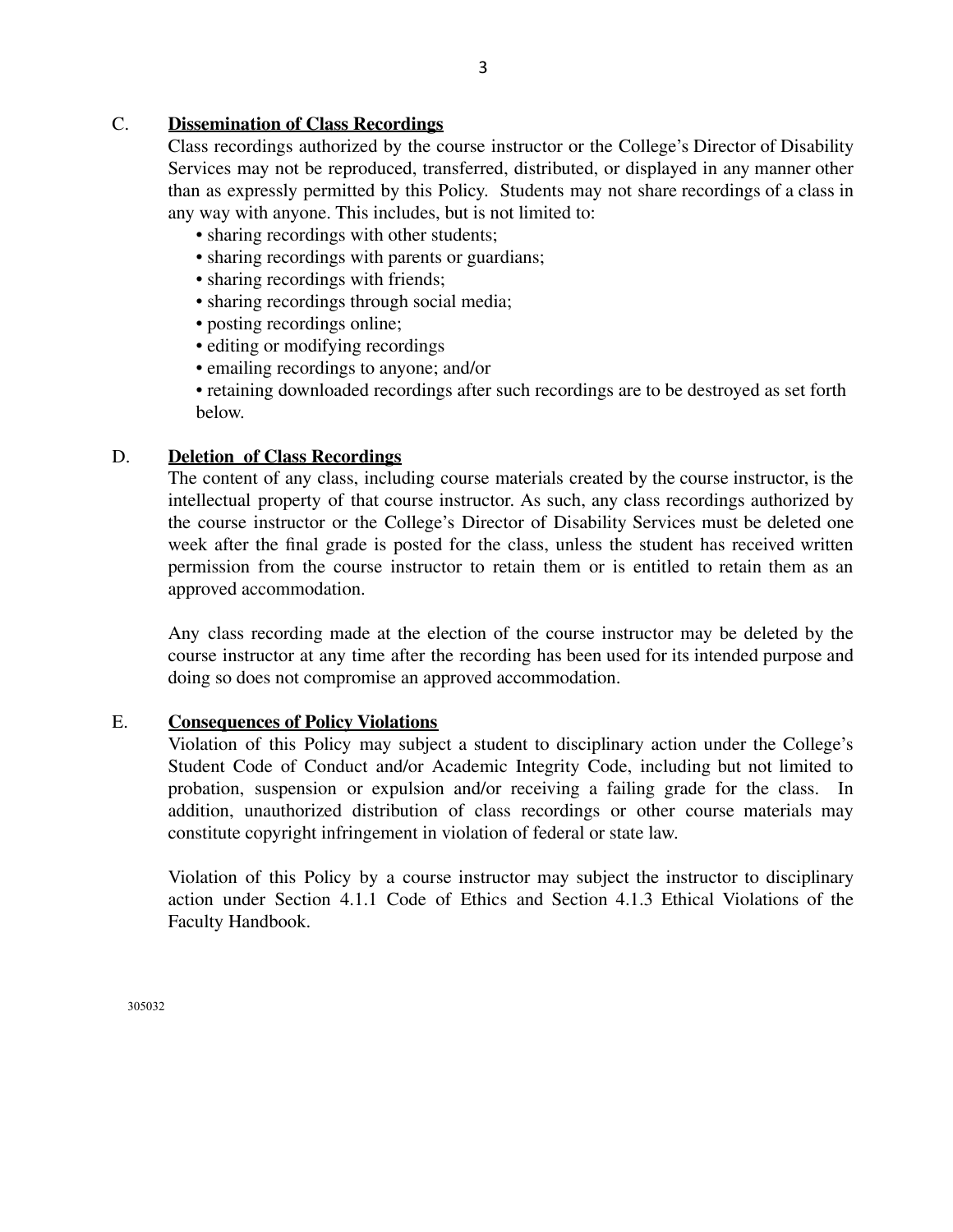## C. **Dissemination of Class Recordings**

Class recordings authorized by the course instructor or the College's Director of Disability Services may not be reproduced, transferred, distributed, or displayed in any manner other than as expressly permitted by this Policy. Students may not share recordings of a class in any way with anyone. This includes, but is not limited to:

- sharing recordings with other students;
- sharing recordings with parents or guardians;
- sharing recordings with friends;
- sharing recordings through social media;
- posting recordings online;
- editing or modifying recordings
- emailing recordings to anyone; and/or
- retaining downloaded recordings after such recordings are to be destroyed as set forth below.

## D. **Deletion of Class Recordings**

The content of any class, including course materials created by the course instructor, is the intellectual property of that course instructor. As such, any class recordings authorized by the course instructor or the College's Director of Disability Services must be deleted one week after the final grade is posted for the class, unless the student has received written permission from the course instructor to retain them or is entitled to retain them as an approved accommodation.

Any class recording made at the election of the course instructor may be deleted by the course instructor at any time after the recording has been used for its intended purpose and doing so does not compromise an approved accommodation.

## E. **Consequences of Policy Violations**

Violation of this Policy may subject a student to disciplinary action under the College's Student Code of Conduct and/or Academic Integrity Code, including but not limited to probation, suspension or expulsion and/or receiving a failing grade for the class. In addition, unauthorized distribution of class recordings or other course materials may constitute copyright infringement in violation of federal or state law.

Violation of this Policy by a course instructor may subject the instructor to disciplinary action under Section 4.1.1 Code of Ethics and Section 4.1.3 Ethical Violations of the Faculty Handbook.

305032